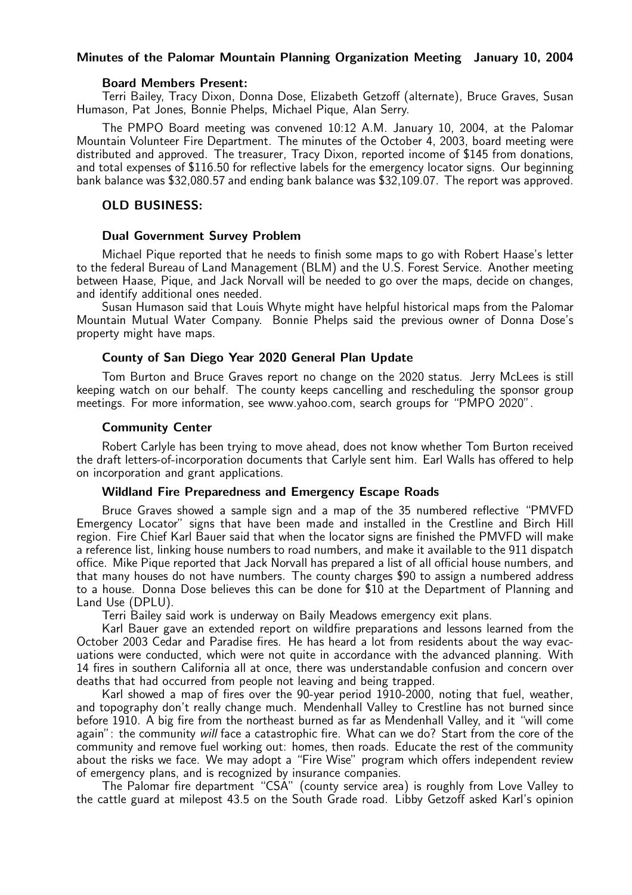**Minutes of the Palomar Mountain Planning Organization Meeting January 10, 2004**

**Board Members Present:**
Terri Bailey, Tracy Dixon, Donna Dose, Elizabeth Getzoff (alternate), Bruce Graves, Susan Humason, Pat Jones, Bonnie Phelps, Michael Pique, Alan Serry.

The PMPO Board meeting was convened 10:12 A.M. January 10, 2004, at the Palomar Mountain Volunteer Fire Department. The minutes of the October 4, 2003, board meeting were distributed and approved. The treasurer, Tracy Dixon, reported income of $145 from donations, and total expenses of $116.50 for reflective labels for the emergency locator signs. Our beginning bank balance was $32,080.57 and ending bank balance was $32,109.07. The report was approved.

## OLD BUSINESS:

### Dual Government Survey Problem

Michael Pique reported that he needs to finish some maps to go with Robert Haase's letter to the federal Bureau of Land Management (BLM) and the U.S. Forest Service. Another meeting between Haase, Pique, and Jack Norvall will be needed to go over the maps, decide on changes, and identify additional ones needed.

Susan Humason said that Louis Whyte might have helpful historical maps from the Palomar Mountain Mutual Water Company. Bonnie Phelps said the previous owner of Donna Dose's property might have maps.

### County of San Diego Year 2020 General Plan Update

Tom Burton and Bruce Graves report no change on the 2020 status. Jerry McLees is still keeping watch on our behalf. The county keeps cancelling and rescheduling the sponsor group meetings. For more information, see www.yahoo.com, search groups for "PMPO 2020".

### Community Center

Robert Carlyle has been trying to move ahead, does not know whether Tom Burton received the draft letters-of-incorporation documents that Carlyle sent him. Earl Walls has offered to help on incorporation and grant applications.

### Wildland Fire Preparedness and Emergency Escape Roads

Bruce Graves showed a sample sign and a map of the 35 numbered reflective "PMVFD Emergency Locator" signs that have been made and installed in the Crestline and Birch Hill region. Fire Chief Karl Bauer said that when the locator signs are finished the PMVFD will make a reference list, linking house numbers to road numbers, and make it available to the 911 dispatch office. Mike Pique reported that Jack Norvall has prepared a list of all official house numbers, and that many houses do not have numbers. The county charges $90 to assign a numbered address to a house. Donna Dose believes this can be done for $10 at the Department of Planning and Land Use (DPLU).

Terri Bailey said work is underway on Baily Meadows emergency exit plans.

Karl Bauer gave an extended report on wildfire preparations and lessons learned from the October 2003 Cedar and Paradise fires. He has heard a lot from residents about the way evacuations were conducted, which were not quite in accordance with the advanced planning. With 14 fires in southern California all at once, there was understandable confusion and concern over deaths that had occurred from people not leaving and being trapped.

Karl showed a map of fires over the 90-year period 1910-2000, noting that fuel, weather, and topography don't really change much. Mendenhall Valley to Crestline has not burned since before 1910. A big fire from the northeast burned as far as Mendenhall Valley, and it "will come again": the community *will* face a catastrophic fire. What can we do? Start from the core of the community and remove fuel working out: homes, then roads. Educate the rest of the community about the risks we face. We may adopt a "Fire Wise" program which offers independent review of emergency plans, and is recognized by insurance companies.

The Palomar fire department "CSA" (county service area) is roughly from Love Valley to the cattle guard at milepost 43.5 on the South Grade road. Libby Getzoff asked Karl's opinion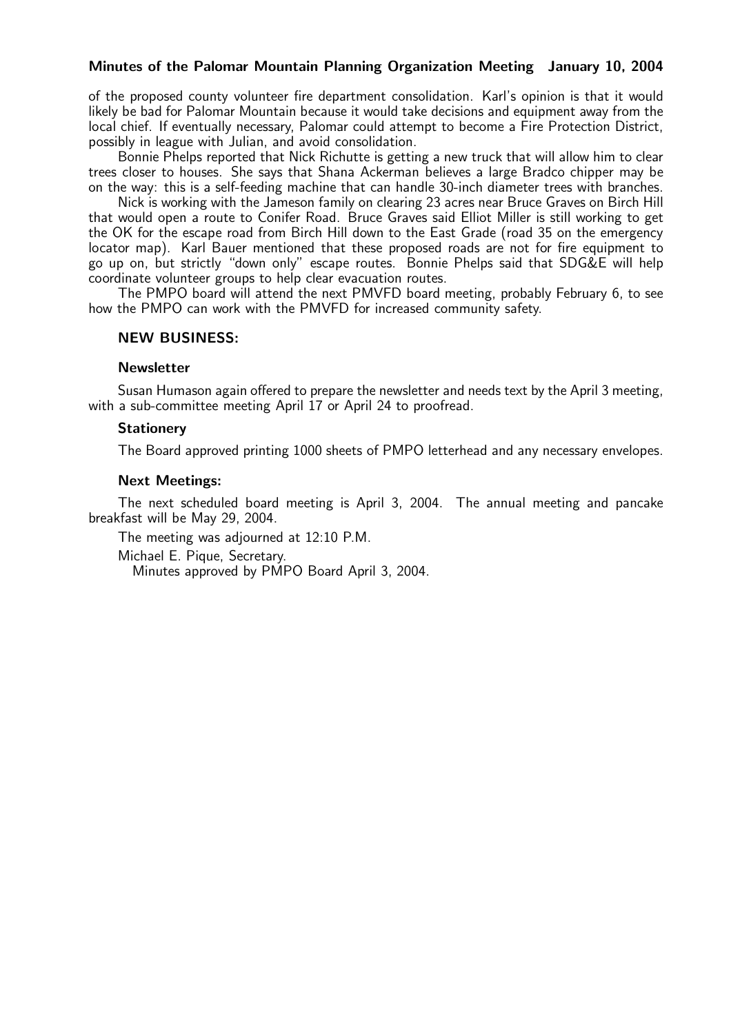of the proposed county volunteer fire department consolidation. Karl's opinion is that it would likely be bad for Palomar Mountain because it would take decisions and equipment away from the local chief. If eventually necessary, Palomar could attempt to become a Fire Protection District, possibly in league with Julian, and avoid consolidation.

Bonnie Phelps reported that Nick Richutte is getting a new truck that will allow him to clear trees closer to houses. She says that Shana Ackerman believes a large Bradco chipper may be on the way: this is a self-feeding machine that can handle 30-inch diameter trees with branches.

Nick is working with the Jameson family on clearing 23 acres near Bruce Graves on Birch Hill that would open a route to Conifer Road. Bruce Graves said Elliot Miller is still working to get the OK for the escape road from Birch Hill down to the East Grade (road 35 on the emergency locator map). Karl Bauer mentioned that these proposed roads are not for fire equipment to go up on, but strictly "down only" escape routes. Bonnie Phelps said that SDG&E will help coordinate volunteer groups to help clear evacuation routes.

The PMPO board will attend the next PMVFD board meeting, probably February 6, to see how the PMPO can work with the PMVFD for increased community safety.

## NEW BUSINESS:

### Newsletter

Susan Humason again offered to prepare the newsletter and needs text by the April 3 meeting, with a sub-committee meeting April 17 or April 24 to proofread.

### Stationery

The Board approved printing 1000 sheets of PMPO letterhead and any necessary envelopes.

### Next Meetings:

The next scheduled board meeting is April 3, 2004. The annual meeting and pancake breakfast will be May 29, 2004.

The meeting was adjourned at 12:10 P.M.

Michael E. Pique, Secretary.

Minutes approved by PMPO Board April 3, 2004.